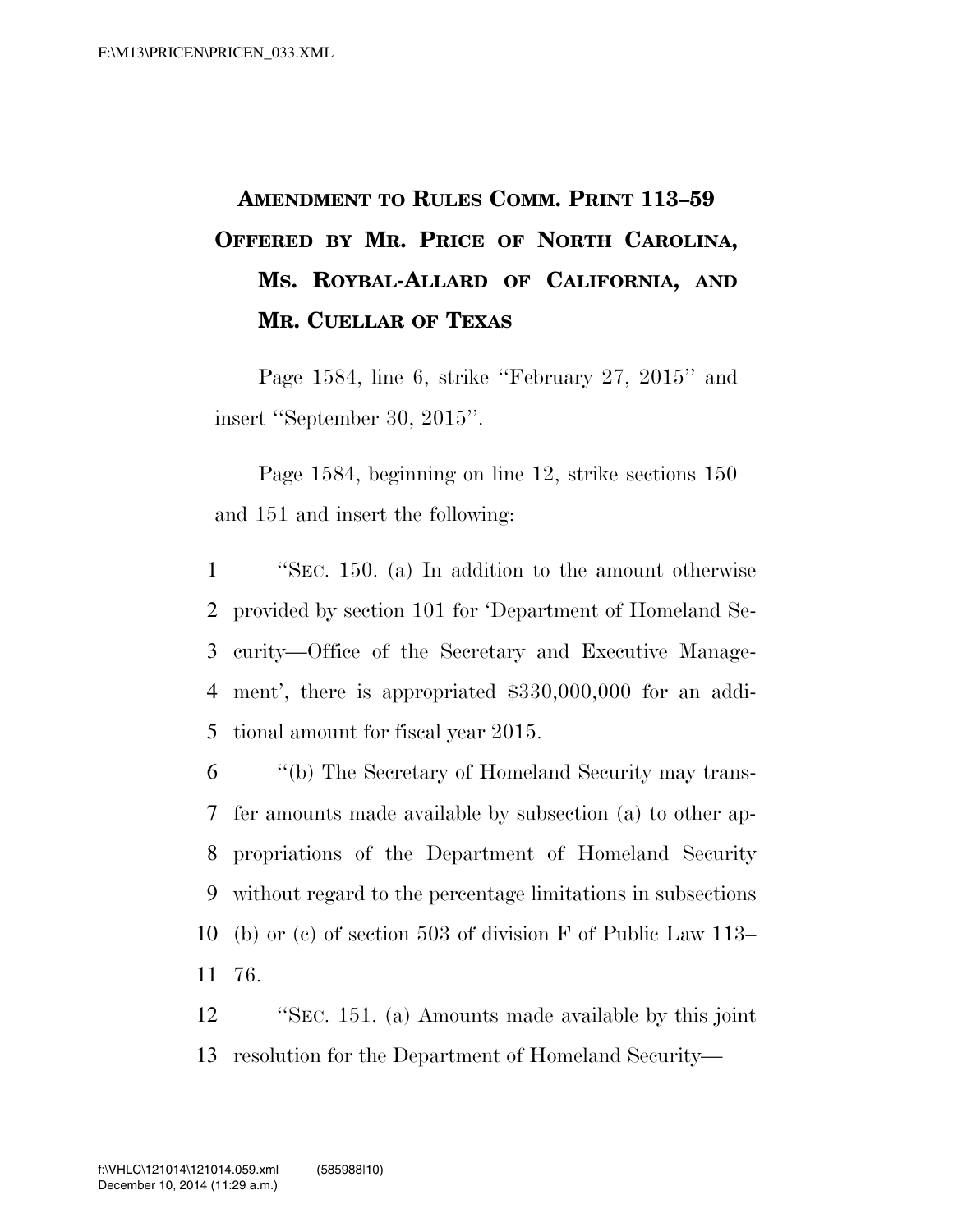## AMENDMENT TO RULES COMM. PRINT 113–59 OFFERED BY MR. PRICE OF NORTH CAROLINA, MS. ROYBAL-ALLARD OF CALIFORNIA, AND MR. CUELLAR OF TEXAS

Page 1584, line 6, strike ''February 27, 2015'' and insert ''September 30, 2015''.

Page 1584, beginning on line 12, strike sections 150 and 151 and insert the following:

''SEC. 150. (a) In addition to the amount otherwise provided by section 101 for 'Department of Homeland Security—Office of the Secretary and Executive Management', there is appropriated $330,000,000 for an additional amount for fiscal year 2015.

''(b) The Secretary of Homeland Security may transfer amounts made available by subsection (a) to other appropriations of the Department of Homeland Security without regard to the percentage limitations in subsections (b) or (c) of section 503 of division F of Public Law 113–76.

''SEC. 151. (a) Amounts made available by this joint resolution for the Department of Homeland Security—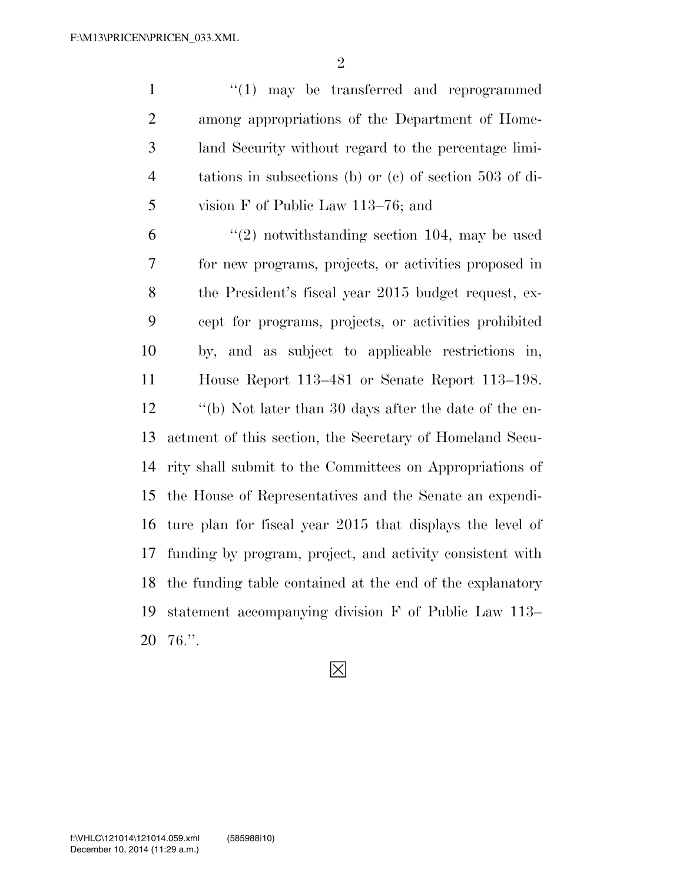''(1) may be transferred and reprogrammed among appropriations of the Department of Homeland Security without regard to the percentage limitations in subsections (b) or (c) of section 503 of division F of Public Law 113–76; and

''(2) notwithstanding section 104, may be used for new programs, projects, or activities proposed in the President's fiscal year 2015 budget request, except for programs, projects, or activities prohibited by, and as subject to applicable restrictions in, House Report 113–481 or Senate Report 113–198.

''(b) Not later than 30 days after the date of the enactment of this section, the Secretary of Homeland Security shall submit to the Committees on Appropriations of the House of Representatives and the Senate an expenditure plan for fiscal year 2015 that displays the level of funding by program, project, and activity consistent with the funding table contained at the end of the explanatory statement accompanying division F of Public Law 113–76.''.